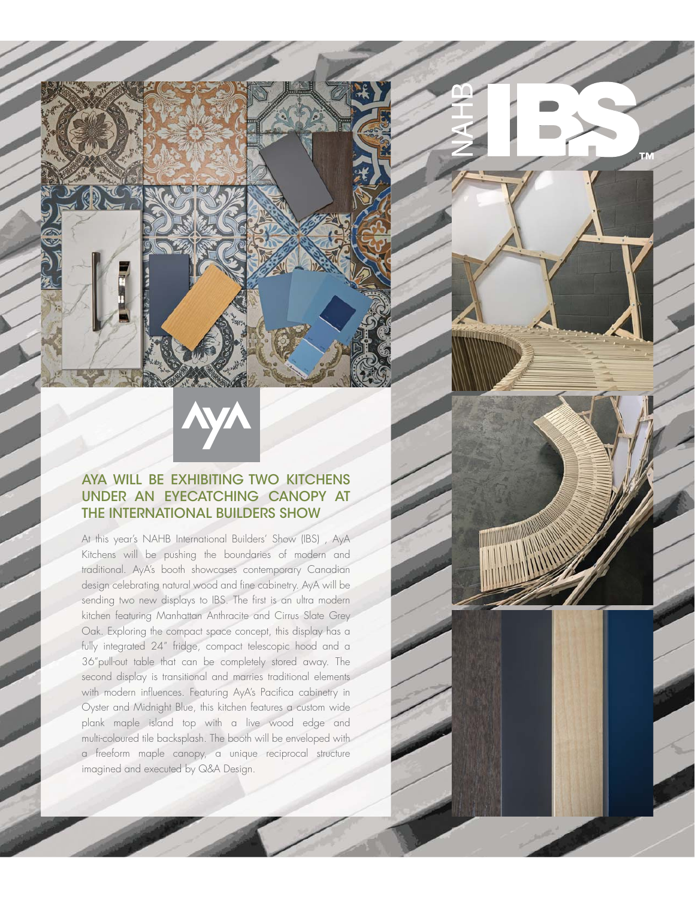## AYA WILL BE EXHIBITING TWO KITCHENS UNDER AN EYECATCHING CANOPY AT THE INTERNATIONAL BUILDERS SHOW

At this year's NAHB International Builders' Show (IBS) , AyA Kitchens will be pushing the boundaries of modern and traditional. AyA's booth showcases contemporary Canadian design celebrating natural wood and fine cabinetry. AyA will be sending two new displays to IBS. The first is an ultra modern kitchen featuring Manhattan Anthracite and Cirrus Slate Grey Oak. Exploring the compact space concept, this display has a fully integrated 24" fridge, compact telescopic hood and a 36"pull-out table that can be completely stored away. The second display is transitional and marries traditional elements with modern influences. Featuring AyA's Pacifica cabinetry in Oyster and Midnight Blue, this kitchen features a custom wide plank maple island top with a live wood edge and multi-coloured tile backsplash. The booth will be enveloped with a freeform maple canopy, a unique reciprocal structure imagined and executed by Q&A Design.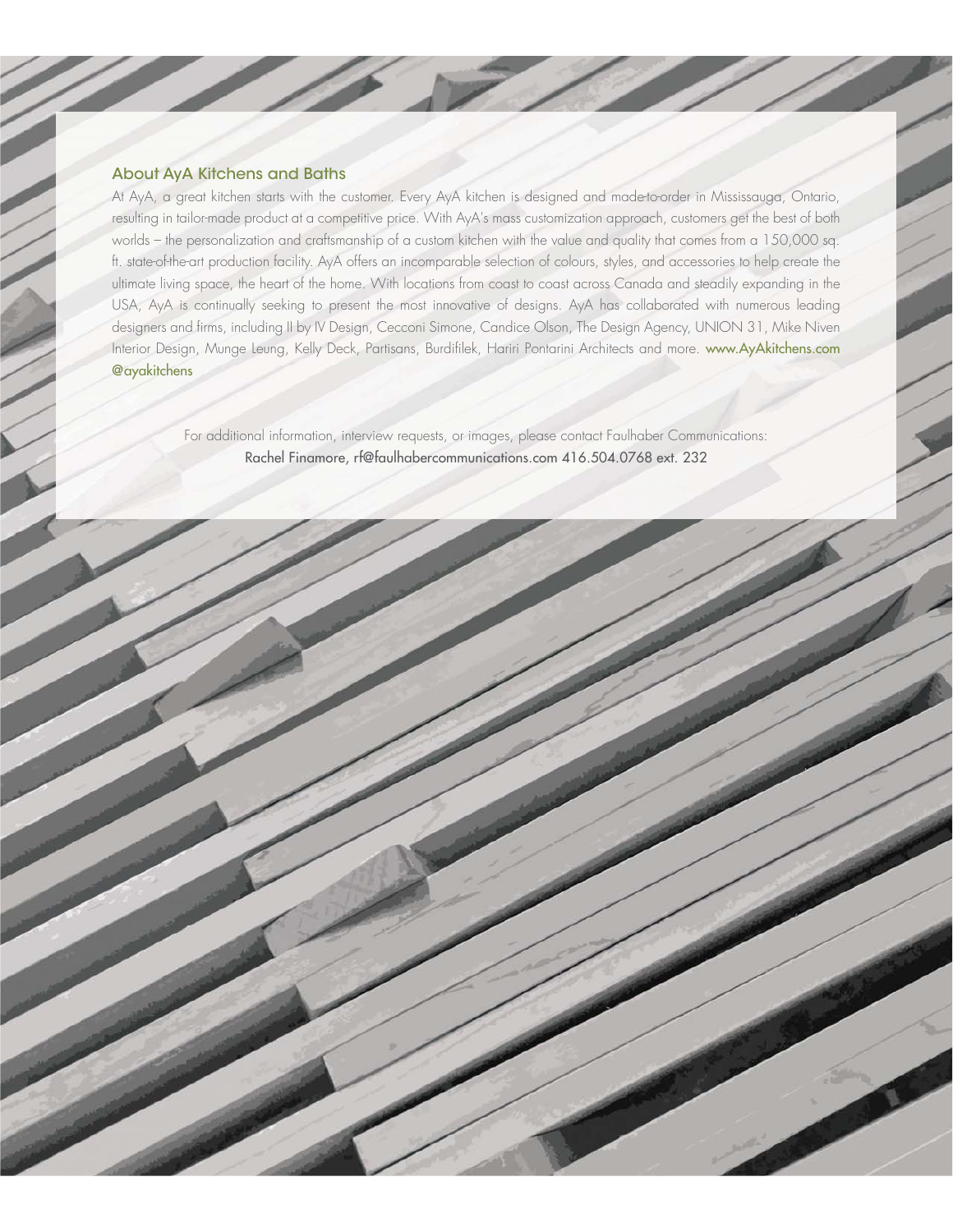## About AyA Kitchens and Baths

At AyA, a great kitchen starts with the customer. Every AyA kitchen is designed and made-to-order in Mississauga, Ontario, resulting in tailor-made product at a competitive price. With AyA's mass customization approach, customers get the best of both worlds – the personalization and craftsmanship of a custom kitchen with the value and quality that comes from a 150,000 sq. ft. state-of-the-art production facility. AyA offers an incomparable selection of colours, styles, and accessories to help create the ultimate living space, the heart of the home. With locations from coast to coast across Canada and steadily expanding in the USA, AyA is continually seeking to present the most innovative of designs. AyA has collaborated with numerous leading designers and firms, including II by IV Design, Cecconi Simone, Candice Olson, The Design Agency, UNION 31, Mike Niven Interior Design, Munge Leung, Kelly Deck, Partisans, Burdifilek, Hariri Pontarini Architects and more. www.AyAkitchens.com @ayakitchens

For additional information, interview requests, or images, please contact Faulhaber Communications:
Rachel Finamore, rf@faulhabercommunications.com 416.504.0768 ext. 232